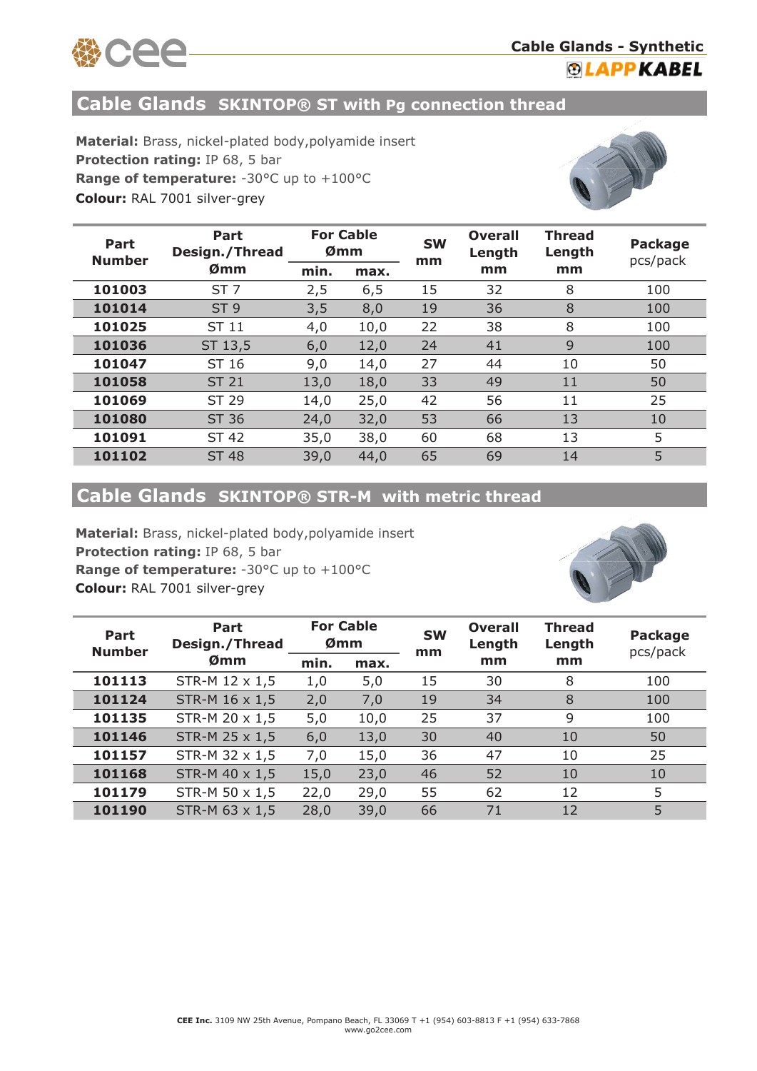Cable Glands - Synthetic

LAPP KABEL

## Cable Glands SKINTOP® ST with Pg connection thread

**Material:** Brass, nickel-plated body,polyamide insert
**Protection rating:** IP 68, 5 bar
**Range of temperature:** -30°C up to +100°C
**Colour:** RAL 7001 silver-grey

| Part Number | Part Design./Thread Ømm | For Cable Ømm | | SW mm | Overall Length mm | Thread Length mm | Package pcs/pack |
|---|---|---|---|---|---|---|---|
| | | min. | max. | | | | |
| **101003** | ST 7 | 2,5 | 6,5 | 15 | 32 | 8 | 100 |
| **101014** | ST 9 | 3,5 | 8,0 | 19 | 36 | 8 | 100 |
| **101025** | ST 11 | 4,0 | 10,0 | 22 | 38 | 8 | 100 |
| **101036** | ST 13,5 | 6,0 | 12,0 | 24 | 41 | 9 | 100 |
| **101047** | ST 16 | 9,0 | 14,0 | 27 | 44 | 10 | 50 |
| **101058** | ST 21 | 13,0 | 18,0 | 33 | 49 | 11 | 50 |
| **101069** | ST 29 | 14,0 | 25,0 | 42 | 56 | 11 | 25 |
| **101080** | ST 36 | 24,0 | 32,0 | 53 | 66 | 13 | 10 |
| **101091** | ST 42 | 35,0 | 38,0 | 60 | 68 | 13 | 5 |
| **101102** | ST 48 | 39,0 | 44,0 | 65 | 69 | 14 | 5 |

## Cable Glands SKINTOP® STR-M with metric thread

**Material:** Brass, nickel-plated body,polyamide insert
**Protection rating:** IP 68, 5 bar
**Range of temperature:** -30°C up to +100°C
**Colour:** RAL 7001 silver-grey

| Part Number | Part Design./Thread Ømm | For Cable Ømm | | SW mm | Overall Length mm | Thread Length mm | Package pcs/pack |
|---|---|---|---|---|---|---|---|
| | | min. | max. | | | | |
| **101113** | STR-M 12 x 1,5 | 1,0 | 5,0 | 15 | 30 | 8 | 100 |
| **101124** | STR-M 16 x 1,5 | 2,0 | 7,0 | 19 | 34 | 8 | 100 |
| **101135** | STR-M 20 x 1,5 | 5,0 | 10,0 | 25 | 37 | 9 | 100 |
| **101146** | STR-M 25 x 1,5 | 6,0 | 13,0 | 30 | 40 | 10 | 50 |
| **101157** | STR-M 32 x 1,5 | 7,0 | 15,0 | 36 | 47 | 10 | 25 |
| **101168** | STR-M 40 x 1,5 | 15,0 | 23,0 | 46 | 52 | 10 | 10 |
| **101179** | STR-M 50 x 1,5 | 22,0 | 29,0 | 55 | 62 | 12 | 5 |
| **101190** | STR-M 63 x 1,5 | 28,0 | 39,0 | 66 | 71 | 12 | 5 |

**CEE Inc.** 3109 NW 25th Avenue, Pompano Beach, FL 33069 T +1 (954) 603-8813 F +1 (954) 633-7868
www.go2cee.com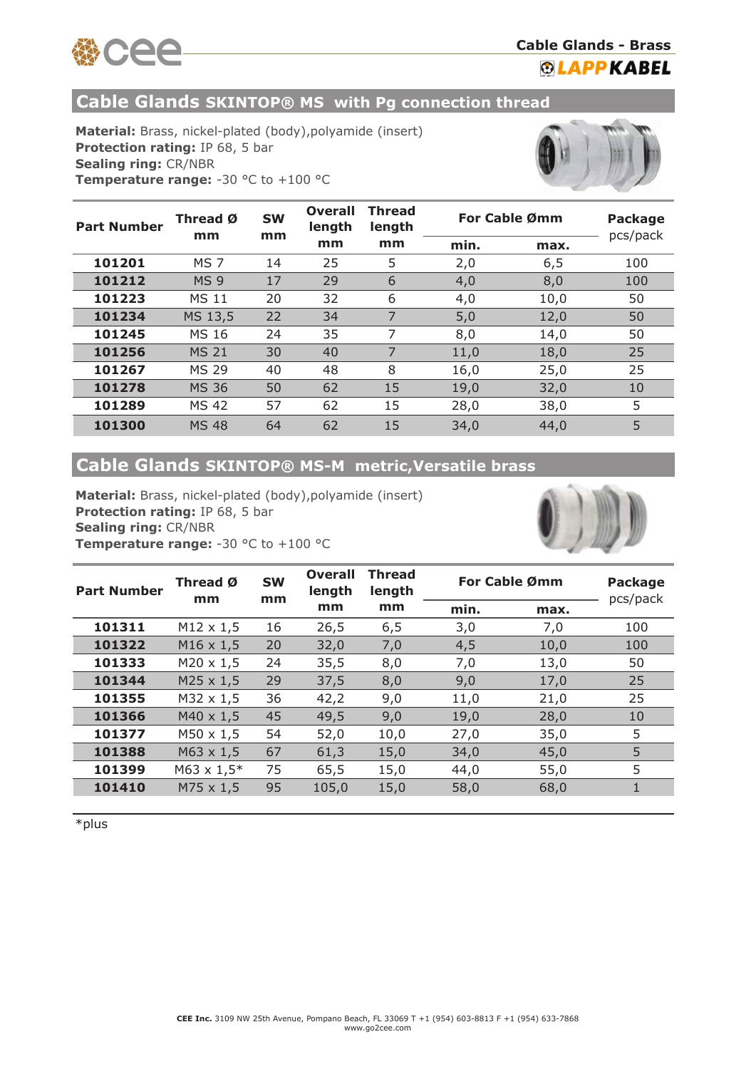## Cable Glands SKINTOP® MS with Pg connection thread

**Material:** Brass, nickel-plated (body),polyamide (insert)
**Protection rating:** IP 68, 5 bar
**Sealing ring:** CR/NBR
**Temperature range:** -30 °C to +100 °C

| Part Number | Thread Ø mm | SW mm | Overall length mm | Thread length mm | For Cable Ømm | | Package pcs/pack |
|---|---|---|---|---|---|---|---|
| | | | | | min. | max. | |
| **101201** | MS 7 | 14 | 25 | 5 | 2,0 | 6,5 | 100 |
| **101212** | MS 9 | 17 | 29 | 6 | 4,0 | 8,0 | 100 |
| **101223** | MS 11 | 20 | 32 | 6 | 4,0 | 10,0 | 50 |
| **101234** | MS 13,5 | 22 | 34 | 7 | 5,0 | 12,0 | 50 |
| **101245** | MS 16 | 24 | 35 | 7 | 8,0 | 14,0 | 50 |
| **101256** | MS 21 | 30 | 40 | 7 | 11,0 | 18,0 | 25 |
| **101267** | MS 29 | 40 | 48 | 8 | 16,0 | 25,0 | 25 |
| **101278** | MS 36 | 50 | 62 | 15 | 19,0 | 32,0 | 10 |
| **101289** | MS 42 | 57 | 62 | 15 | 28,0 | 38,0 | 5 |
| **101300** | MS 48 | 64 | 62 | 15 | 34,0 | 44,0 | 5 |

## Cable Glands SKINTOP® MS-M metric,Versatile brass

**Material:** Brass, nickel-plated (body),polyamide (insert)
**Protection rating:** IP 68, 5 bar
**Sealing ring:** CR/NBR
**Temperature range:** -30 °C to +100 °C

| Part Number | Thread Ø mm | SW mm | Overall length mm | Thread length mm | For Cable Ømm | | Package pcs/pack |
|---|---|---|---|---|---|---|---|
| | | | | | min. | max. | |
| **101311** | M12 x 1,5 | 16 | 26,5 | 6,5 | 3,0 | 7,0 | 100 |
| **101322** | M16 x 1,5 | 20 | 32,0 | 7,0 | 4,5 | 10,0 | 100 |
| **101333** | M20 x 1,5 | 24 | 35,5 | 8,0 | 7,0 | 13,0 | 50 |
| **101344** | M25 x 1,5 | 29 | 37,5 | 8,0 | 9,0 | 17,0 | 25 |
| **101355** | M32 x 1,5 | 36 | 42,2 | 9,0 | 11,0 | 21,0 | 25 |
| **101366** | M40 x 1,5 | 45 | 49,5 | 9,0 | 19,0 | 28,0 | 10 |
| **101377** | M50 x 1,5 | 54 | 52,0 | 10,0 | 27,0 | 35,0 | 5 |
| **101388** | M63 x 1,5 | 67 | 61,3 | 15,0 | 34,0 | 45,0 | 5 |
| **101399** | M63 x 1,5* | 75 | 65,5 | 15,0 | 44,0 | 55,0 | 5 |
| **101410** | M75 x 1,5 | 95 | 105,0 | 15,0 | 58,0 | 68,0 | 1 |

*plus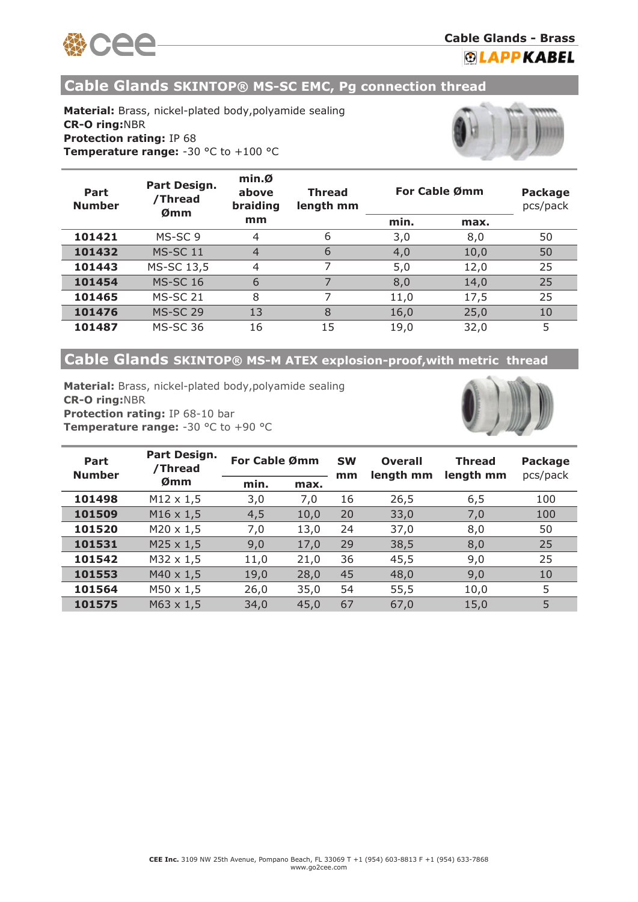## Cable Glands SKINTOP® MS-SC EMC, Pg connection thread

**Material:** Brass, nickel-plated body,polyamide sealing
**CR-O ring:**NBR
**Protection rating:** IP 68
**Temperature range:** -30 °C to +100 °C

| Part Number | Part Design. /Thread Ømm | min.Ø above braiding mm | Thread length mm | For Cable Ømm | | Package pcs/pack |
|---|---|---|---|---|---|---|
| | | | | min. | max. | |
| **101421** | MS-SC 9 | 4 | 6 | 3,0 | 8,0 | 50 |
| **101432** | MS-SC 11 | 4 | 6 | 4,0 | 10,0 | 50 |
| **101443** | MS-SC 13,5 | 4 | 7 | 5,0 | 12,0 | 25 |
| **101454** | MS-SC 16 | 6 | 7 | 8,0 | 14,0 | 25 |
| **101465** | MS-SC 21 | 8 | 7 | 11,0 | 17,5 | 25 |
| **101476** | MS-SC 29 | 13 | 8 | 16,0 | 25,0 | 10 |
| **101487** | MS-SC 36 | 16 | 15 | 19,0 | 32,0 | 5 |

## Cable Glands SKINTOP® MS-M ATEX explosion-proof,with metric thread

**Material:** Brass, nickel-plated body,polyamide sealing
**CR-O ring:**NBR
**Protection rating:** IP 68-10 bar
**Temperature range:** -30 °C to +90 °C

| Part Number | Part Design. /Thread Ømm | For Cable Ømm | | SW mm | Overall length mm | Thread length mm | Package pcs/pack |
|---|---|---|---|---|---|---|---|
| | | min. | max. | | | | |
| **101498** | M12 x 1,5 | 3,0 | 7,0 | 16 | 26,5 | 6,5 | 100 |
| **101509** | M16 x 1,5 | 4,5 | 10,0 | 20 | 33,0 | 7,0 | 100 |
| **101520** | M20 x 1,5 | 7,0 | 13,0 | 24 | 37,0 | 8,0 | 50 |
| **101531** | M25 x 1,5 | 9,0 | 17,0 | 29 | 38,5 | 8,0 | 25 |
| **101542** | M32 x 1,5 | 11,0 | 21,0 | 36 | 45,5 | 9,0 | 25 |
| **101553** | M40 x 1,5 | 19,0 | 28,0 | 45 | 48,0 | 9,0 | 10 |
| **101564** | M50 x 1,5 | 26,0 | 35,0 | 54 | 55,5 | 10,0 | 5 |
| **101575** | M63 x 1,5 | 34,0 | 45,0 | 67 | 67,0 | 15,0 | 5 |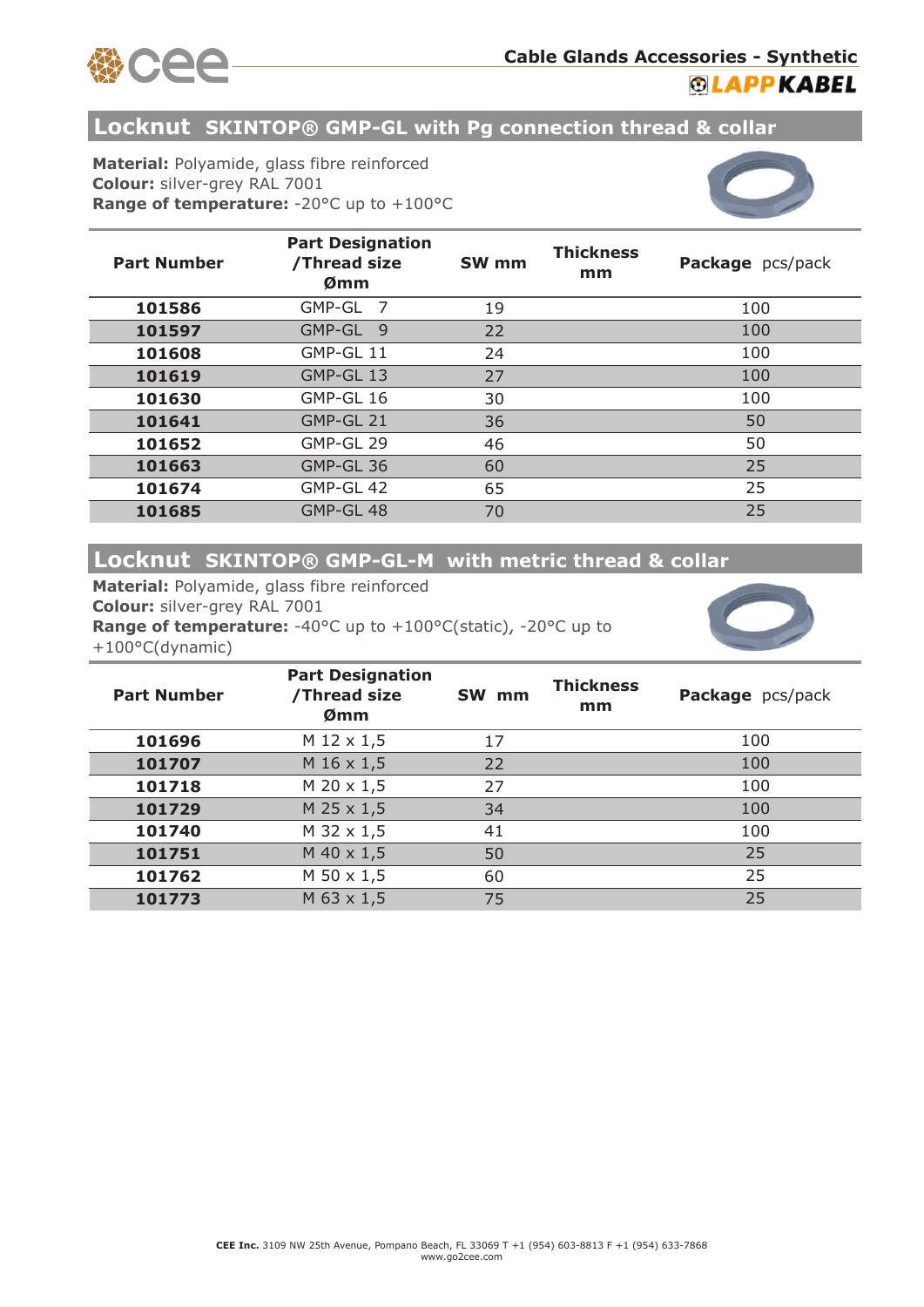## Locknut SKINTOP® GMP-GL with Pg connection thread & collar

**Material:** Polyamide, glass fibre reinforced
**Colour:** silver-grey RAL 7001
**Range of temperature:** -20°C up to +100°C

| Part Number | Part Designation /Thread size Ømm | SW mm | Thickness mm | Package pcs/pack |
|---|---|---|---|---|
| **101586** | GMP-GL 7 | 19 | | 100 |
| **101597** | GMP-GL 9 | 22 | | 100 |
| **101608** | GMP-GL 11 | 24 | | 100 |
| **101619** | GMP-GL 13 | 27 | | 100 |
| **101630** | GMP-GL 16 | 30 | | 100 |
| **101641** | GMP-GL 21 | 36 | | 50 |
| **101652** | GMP-GL 29 | 46 | | 50 |
| **101663** | GMP-GL 36 | 60 | | 25 |
| **101674** | GMP-GL 42 | 65 | | 25 |
| **101685** | GMP-GL 48 | 70 | | 25 |

## Locknut SKINTOP® GMP-GL-M with metric thread & collar

**Material:** Polyamide, glass fibre reinforced
**Colour:** silver-grey RAL 7001
**Range of temperature:** -40°C up to +100°C(static), -20°C up to +100°C(dynamic)

| Part Number | Part Designation /Thread size Ømm | SW mm | Thickness mm | Package pcs/pack |
|---|---|---|---|---|
| **101696** | M 12 x 1,5 | 17 | | 100 |
| **101707** | M 16 x 1,5 | 22 | | 100 |
| **101718** | M 20 x 1,5 | 27 | | 100 |
| **101729** | M 25 x 1,5 | 34 | | 100 |
| **101740** | M 32 x 1,5 | 41 | | 100 |
| **101751** | M 40 x 1,5 | 50 | | 25 |
| **101762** | M 50 x 1,5 | 60 | | 25 |
| **101773** | M 63 x 1,5 | 75 | | 25 |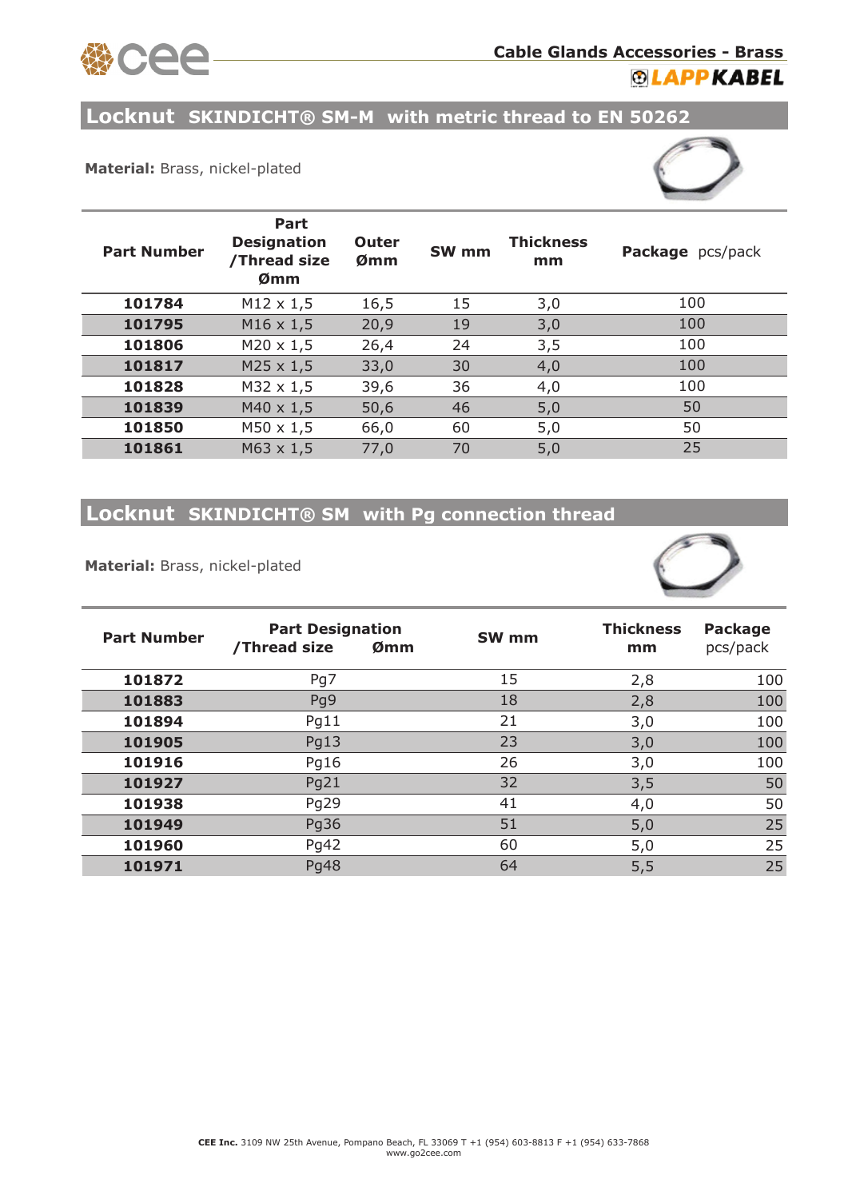# Cable Glands Accessories - Brass

## Locknut SKINDICHT® SM-M with metric thread to EN 50262

**Material:** Brass, nickel-plated

| Part Number | Part Designation /Thread size Ømm | Outer Ømm | SW mm | Thickness mm | Package pcs/pack |
|---|---|---|---|---|---|
| **101784** | M12 x 1,5 | 16,5 | 15 | 3,0 | 100 |
| **101795** | M16 x 1,5 | 20,9 | 19 | 3,0 | 100 |
| **101806** | M20 x 1,5 | 26,4 | 24 | 3,5 | 100 |
| **101817** | M25 x 1,5 | 33,0 | 30 | 4,0 | 100 |
| **101828** | M32 x 1,5 | 39,6 | 36 | 4,0 | 100 |
| **101839** | M40 x 1,5 | 50,6 | 46 | 5,0 | 50 |
| **101850** | M50 x 1,5 | 66,0 | 60 | 5,0 | 50 |
| **101861** | M63 x 1,5 | 77,0 | 70 | 5,0 | 25 |

## Locknut SKINDICHT® SM with Pg connection thread

**Material:** Brass, nickel-plated

| Part Number | Part Designation /Thread size Ømm | SW mm | Thickness mm | Package pcs/pack |
|---|---|---|---|---|
| **101872** | Pg7 | 15 | 2,8 | 100 |
| **101883** | Pg9 | 18 | 2,8 | 100 |
| **101894** | Pg11 | 21 | 3,0 | 100 |
| **101905** | Pg13 | 23 | 3,0 | 100 |
| **101916** | Pg16 | 26 | 3,0 | 100 |
| **101927** | Pg21 | 32 | 3,5 | 50 |
| **101938** | Pg29 | 41 | 4,0 | 50 |
| **101949** | Pg36 | 51 | 5,0 | 25 |
| **101960** | Pg42 | 60 | 5,0 | 25 |
| **101971** | Pg48 | 64 | 5,5 | 25 |

**CEE Inc.** 3109 NW 25th Avenue, Pompano Beach, FL 33069 T +1 (954) 603-8813 F +1 (954) 633-7868
www.go2cee.com